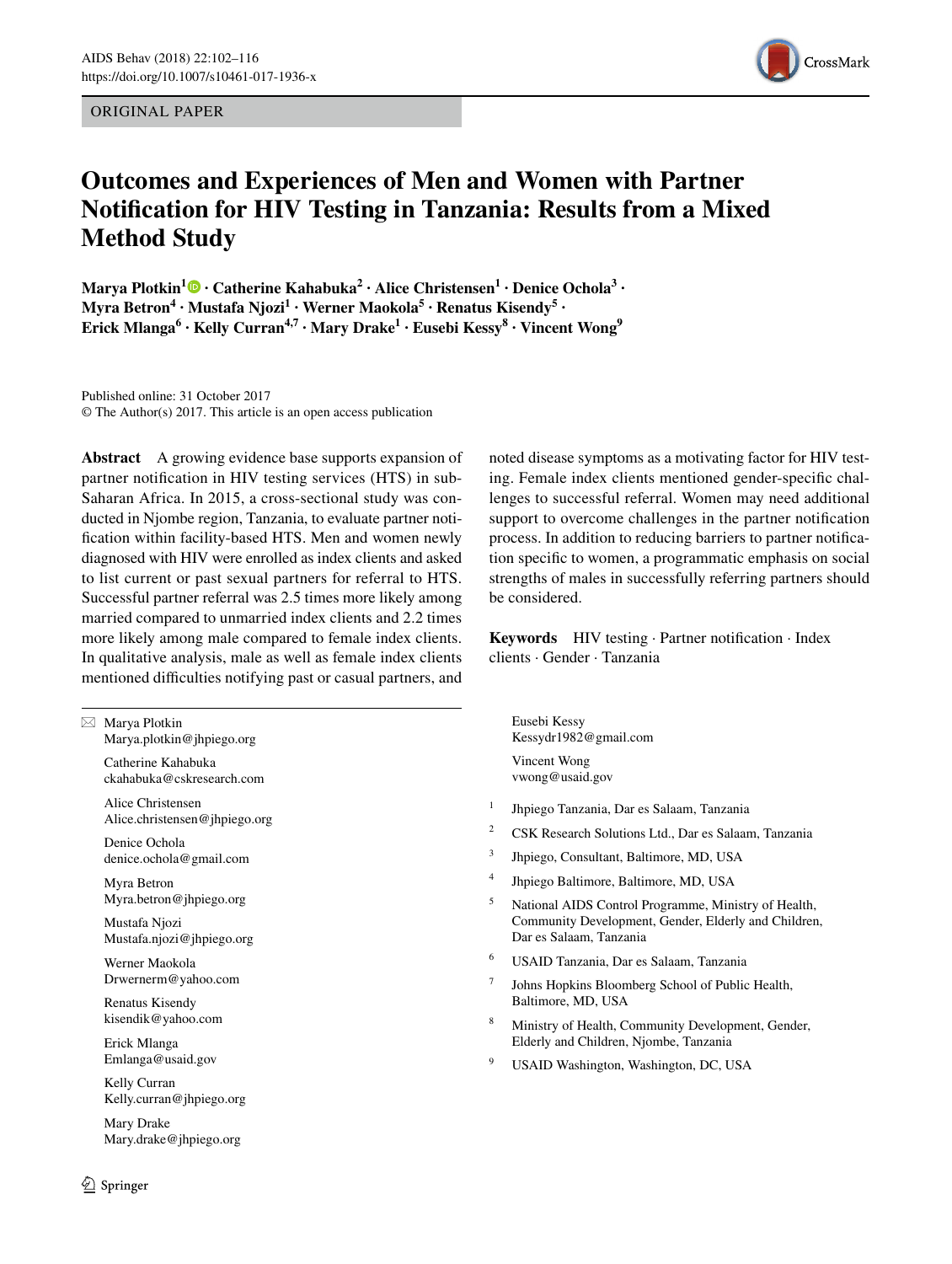ORIGINAL PAPER

# Outcomes and Experiences of Men and Women with Partner Notification for HIV Testing in Tanzania: Results from a Mixed Method Study

**Marya Plotkin[1] · Catherine Kahabuka[2] · Alice Christensen[1] · Denice Ochola[3] · Myra Betron[4] · Mustafa Njozi[1] · Werner Maokola[5] · Renatus Kisendy[5] · Erick Mlanga[6] · Kelly Curran[4,7] · Mary Drake[1] · Eusebi Kessy[8] · Vincent Wong[9]**

Published online: 31 October 2017
© The Author(s) 2017. This article is an open access publication

**Abstract** A growing evidence base supports expansion of partner notification in HIV testing services (HTS) in sub-Saharan Africa. In 2015, a cross-sectional study was conducted in Njombe region, Tanzania, to evaluate partner notification within facility-based HTS. Men and women newly diagnosed with HIV were enrolled as index clients and asked to list current or past sexual partners for referral to HTS. Successful partner referral was 2.5 times more likely among married compared to unmarried index clients and 2.2 times more likely among male compared to female index clients. In qualitative analysis, male as well as female index clients mentioned difficulties notifying past or casual partners, and noted disease symptoms as a motivating factor for HIV testing. Female index clients mentioned gender-specific challenges to successful referral. Women may need additional support to overcome challenges in the partner notification process. In addition to reducing barriers to partner notification specific to women, a programmatic emphasis on social strengths of males in successfully referring partners should be considered.

**Keywords** HIV testing · Partner notification · Index clients · Gender · Tanzania

✉ Marya Plotkin
Marya.plotkin@jhpiego.org

Catherine Kahabuka
ckahabuka@cskresearch.com

Alice Christensen
Alice.christensen@jhpiego.org

Denice Ochola
denice.ochola@gmail.com

Myra Betron
Myra.betron@jhpiego.org

Mustafa Njozi
Mustafa.njozi@jhpiego.org

Werner Maokola
Drwernerm@yahoo.com

Renatus Kisendy
kisendik@yahoo.com

Erick Mlanga
Emlanga@usaid.gov

Kelly Curran
Kelly.curran@jhpiego.org

Mary Drake
Mary.drake@jhpiego.org

Eusebi Kessy
Kessydr1982@gmail.com

Vincent Wong
vwong@usaid.gov

[1] Jhpiego Tanzania, Dar es Salaam, Tanzania

[2] CSK Research Solutions Ltd., Dar es Salaam, Tanzania

[3] Jhpiego, Consultant, Baltimore, MD, USA

[4] Jhpiego Baltimore, Baltimore, MD, USA

[5] National AIDS Control Programme, Ministry of Health, Community Development, Gender, Elderly and Children, Dar es Salaam, Tanzania

[6] USAID Tanzania, Dar es Salaam, Tanzania

[7] Johns Hopkins Bloomberg School of Public Health, Baltimore, MD, USA

[8] Ministry of Health, Community Development, Gender, Elderly and Children, Njombe, Tanzania

[9] USAID Washington, Washington, DC, USA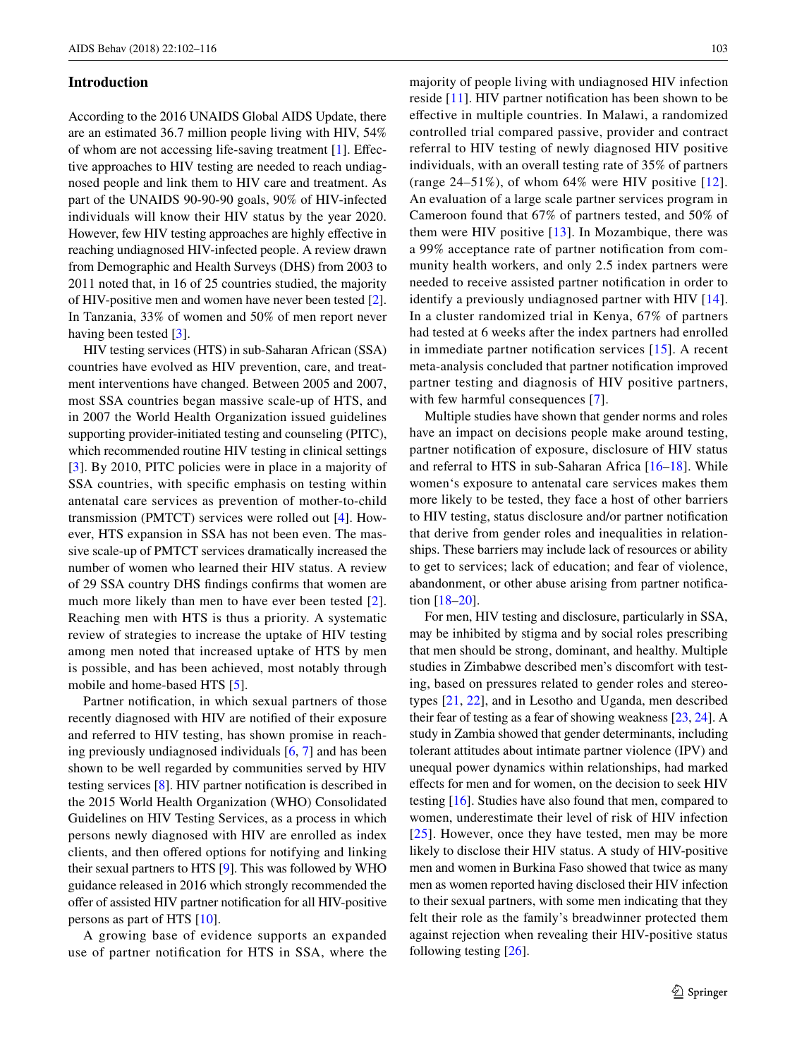## Introduction

According to the 2016 UNAIDS Global AIDS Update, there are an estimated 36.7 million people living with HIV, 54% of whom are not accessing life-saving treatment [1]. Effective approaches to HIV testing are needed to reach undiagnosed people and link them to HIV care and treatment. As part of the UNAIDS 90-90-90 goals, 90% of HIV-infected individuals will know their HIV status by the year 2020. However, few HIV testing approaches are highly effective in reaching undiagnosed HIV-infected people. A review drawn from Demographic and Health Surveys (DHS) from 2003 to 2011 noted that, in 16 of 25 countries studied, the majority of HIV-positive men and women have never been tested [2]. In Tanzania, 33% of women and 50% of men report never having been tested [3].

HIV testing services (HTS) in sub-Saharan African (SSA) countries have evolved as HIV prevention, care, and treatment interventions have changed. Between 2005 and 2007, most SSA countries began massive scale-up of HTS, and in 2007 the World Health Organization issued guidelines supporting provider-initiated testing and counseling (PITC), which recommended routine HIV testing in clinical settings [3]. By 2010, PITC policies were in place in a majority of SSA countries, with specific emphasis on testing within antenatal care services as prevention of mother-to-child transmission (PMTCT) services were rolled out [4]. However, HTS expansion in SSA has not been even. The massive scale-up of PMTCT services dramatically increased the number of women who learned their HIV status. A review of 29 SSA country DHS findings confirms that women are much more likely than men to have ever been tested [2]. Reaching men with HTS is thus a priority. A systematic review of strategies to increase the uptake of HIV testing among men noted that increased uptake of HTS by men is possible, and has been achieved, most notably through mobile and home-based HTS [5].

Partner notification, in which sexual partners of those recently diagnosed with HIV are notified of their exposure and referred to HIV testing, has shown promise in reaching previously undiagnosed individuals [6, 7] and has been shown to be well regarded by communities served by HIV testing services [8]. HIV partner notification is described in the 2015 World Health Organization (WHO) Consolidated Guidelines on HIV Testing Services, as a process in which persons newly diagnosed with HIV are enrolled as index clients, and then offered options for notifying and linking their sexual partners to HTS [9]. This was followed by WHO guidance released in 2016 which strongly recommended the offer of assisted HIV partner notification for all HIV-positive persons as part of HTS [10].

A growing base of evidence supports an expanded use of partner notification for HTS in SSA, where the majority of people living with undiagnosed HIV infection reside [11]. HIV partner notification has been shown to be effective in multiple countries. In Malawi, a randomized controlled trial compared passive, provider and contract referral to HIV testing of newly diagnosed HIV positive individuals, with an overall testing rate of 35% of partners (range 24–51%), of whom 64% were HIV positive [12]. An evaluation of a large scale partner services program in Cameroon found that 67% of partners tested, and 50% of them were HIV positive [13]. In Mozambique, there was a 99% acceptance rate of partner notification from community health workers, and only 2.5 index partners were needed to receive assisted partner notification in order to identify a previously undiagnosed partner with HIV [14]. In a cluster randomized trial in Kenya, 67% of partners had tested at 6 weeks after the index partners had enrolled in immediate partner notification services [15]. A recent meta-analysis concluded that partner notification improved partner testing and diagnosis of HIV positive partners, with few harmful consequences [7].

Multiple studies have shown that gender norms and roles have an impact on decisions people make around testing, partner notification of exposure, disclosure of HIV status and referral to HTS in sub-Saharan Africa [16–18]. While women's exposure to antenatal care services makes them more likely to be tested, they face a host of other barriers to HIV testing, status disclosure and/or partner notification that derive from gender roles and inequalities in relationships. These barriers may include lack of resources or ability to get to services; lack of education; and fear of violence, abandonment, or other abuse arising from partner notification [18–20].

For men, HIV testing and disclosure, particularly in SSA, may be inhibited by stigma and by social roles prescribing that men should be strong, dominant, and healthy. Multiple studies in Zimbabwe described men's discomfort with testing, based on pressures related to gender roles and stereotypes [21, 22], and in Lesotho and Uganda, men described their fear of testing as a fear of showing weakness [23, 24]. A study in Zambia showed that gender determinants, including tolerant attitudes about intimate partner violence (IPV) and unequal power dynamics within relationships, had marked effects for men and for women, on the decision to seek HIV testing [16]. Studies have also found that men, compared to women, underestimate their level of risk of HIV infection [25]. However, once they have tested, men may be more likely to disclose their HIV status. A study of HIV-positive men and women in Burkina Faso showed that twice as many men as women reported having disclosed their HIV infection to their sexual partners, with some men indicating that they felt their role as the family's breadwinner protected them against rejection when revealing their HIV-positive status following testing [26].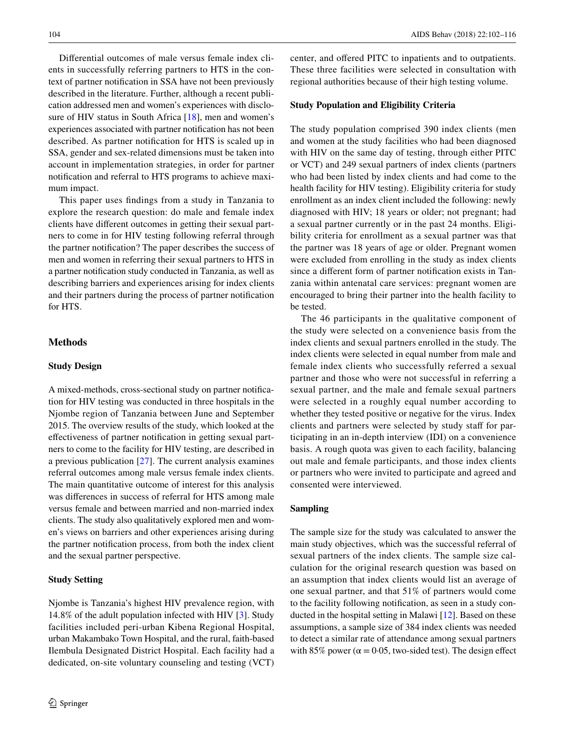Differential outcomes of male versus female index clients in successfully referring partners to HTS in the context of partner notification in SSA have not been previously described in the literature. Further, although a recent publication addressed men and women's experiences with disclosure of HIV status in South Africa [18], men and women's experiences associated with partner notification has not been described. As partner notification for HTS is scaled up in SSA, gender and sex-related dimensions must be taken into account in implementation strategies, in order for partner notification and referral to HTS programs to achieve maximum impact.

This paper uses findings from a study in Tanzania to explore the research question: do male and female index clients have different outcomes in getting their sexual partners to come in for HIV testing following referral through the partner notification? The paper describes the success of men and women in referring their sexual partners to HTS in a partner notification study conducted in Tanzania, as well as describing barriers and experiences arising for index clients and their partners during the process of partner notification for HTS.

## Methods

### Study Design

A mixed-methods, cross-sectional study on partner notification for HIV testing was conducted in three hospitals in the Njombe region of Tanzania between June and September 2015. The overview results of the study, which looked at the effectiveness of partner notification in getting sexual partners to come to the facility for HIV testing, are described in a previous publication [27]. The current analysis examines referral outcomes among male versus female index clients. The main quantitative outcome of interest for this analysis was differences in success of referral for HTS among male versus female and between married and non-married index clients. The study also qualitatively explored men and women's views on barriers and other experiences arising during the partner notification process, from both the index client and the sexual partner perspective.

### Study Setting

Njombe is Tanzania's highest HIV prevalence region, with 14.8% of the adult population infected with HIV [3]. Study facilities included peri-urban Kibena Regional Hospital, urban Makambako Town Hospital, and the rural, faith-based Ilembula Designated District Hospital. Each facility had a dedicated, on-site voluntary counseling and testing (VCT) center, and offered PITC to inpatients and to outpatients. These three facilities were selected in consultation with regional authorities because of their high testing volume.

### Study Population and Eligibility Criteria

The study population comprised 390 index clients (men and women at the study facilities who had been diagnosed with HIV on the same day of testing, through either PITC or VCT) and 249 sexual partners of index clients (partners who had been listed by index clients and had come to the health facility for HIV testing). Eligibility criteria for study enrollment as an index client included the following: newly diagnosed with HIV; 18 years or older; not pregnant; had a sexual partner currently or in the past 24 months. Eligibility criteria for enrollment as a sexual partner was that the partner was 18 years of age or older. Pregnant women were excluded from enrolling in the study as index clients since a different form of partner notification exists in Tanzania within antenatal care services: pregnant women are encouraged to bring their partner into the health facility to be tested.

The 46 participants in the qualitative component of the study were selected on a convenience basis from the index clients and sexual partners enrolled in the study. The index clients were selected in equal number from male and female index clients who successfully referred a sexual partner and those who were not successful in referring a sexual partner, and the male and female sexual partners were selected in a roughly equal number according to whether they tested positive or negative for the virus. Index clients and partners were selected by study staff for participating in an in-depth interview (IDI) on a convenience basis. A rough quota was given to each facility, balancing out male and female participants, and those index clients or partners who were invited to participate and agreed and consented were interviewed.

### Sampling

The sample size for the study was calculated to answer the main study objectives, which was the successful referral of sexual partners of the index clients. The sample size calculation for the original research question was based on an assumption that index clients would list an average of one sexual partner, and that 51% of partners would come to the facility following notification, as seen in a study conducted in the hospital setting in Malawi [12]. Based on these assumptions, a sample size of 384 index clients was needed to detect a similar rate of attendance among sexual partners with 85% power ($\alpha = 0{\cdot}05$, two-sided test). The design effect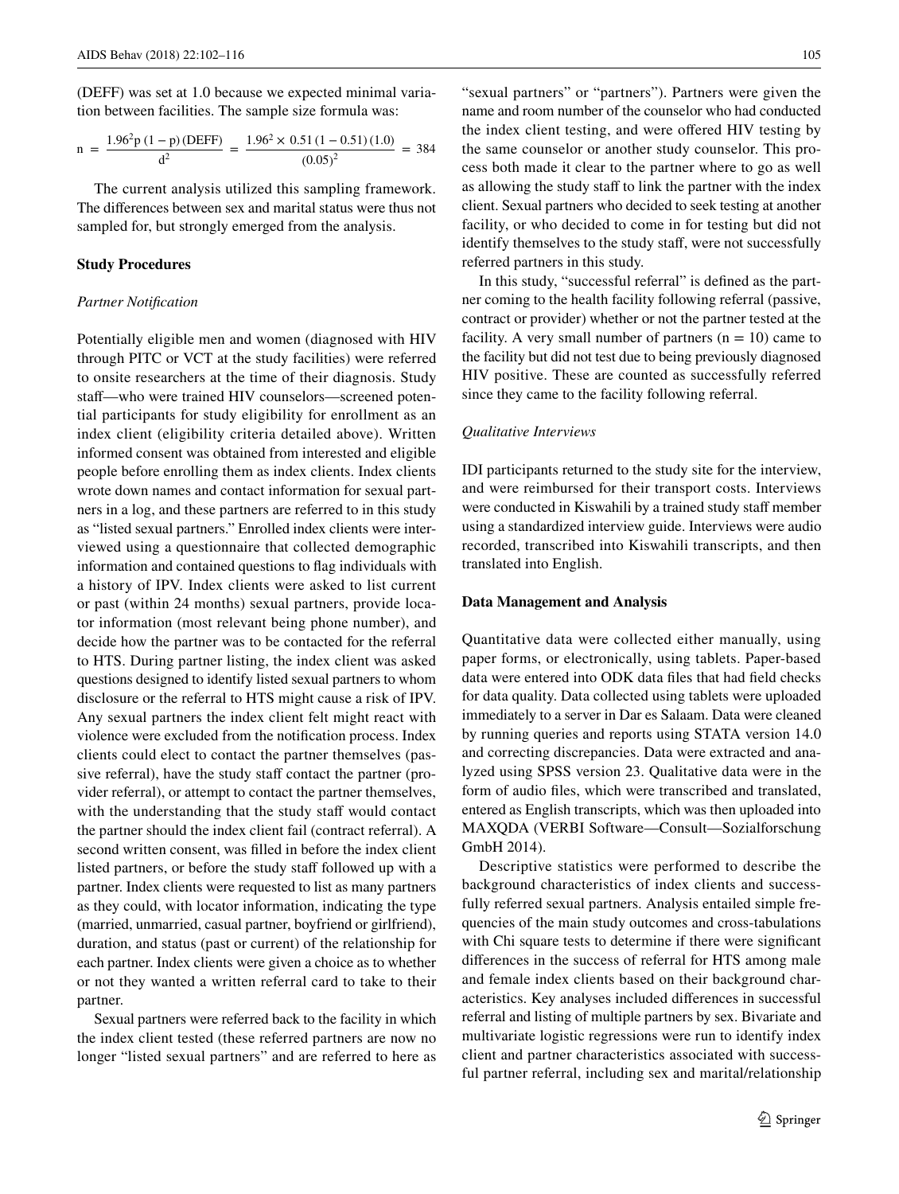(DEFF) was set at 1.0 because we expected minimal variation between facilities. The sample size formula was:

$$n = \frac{1.96^2 p\,(1-p)\,(\text{DEFF})}{d^2} = \frac{1.96^2 \times 0.51\,(1-0.51)\,(1.0)}{(0.05)^2} = 384$$

The current analysis utilized this sampling framework. The differences between sex and marital status were thus not sampled for, but strongly emerged from the analysis.

### Study Procedures

#### *Partner Notification*

Potentially eligible men and women (diagnosed with HIV through PITC or VCT at the study facilities) were referred to onsite researchers at the time of their diagnosis. Study staff—who were trained HIV counselors—screened potential participants for study eligibility for enrollment as an index client (eligibility criteria detailed above). Written informed consent was obtained from interested and eligible people before enrolling them as index clients. Index clients wrote down names and contact information for sexual partners in a log, and these partners are referred to in this study as "listed sexual partners." Enrolled index clients were interviewed using a questionnaire that collected demographic information and contained questions to flag individuals with a history of IPV. Index clients were asked to list current or past (within 24 months) sexual partners, provide locator information (most relevant being phone number), and decide how the partner was to be contacted for the referral to HTS. During partner listing, the index client was asked questions designed to identify listed sexual partners to whom disclosure or the referral to HTS might cause a risk of IPV. Any sexual partners the index client felt might react with violence were excluded from the notification process. Index clients could elect to contact the partner themselves (passive referral), have the study staff contact the partner (provider referral), or attempt to contact the partner themselves, with the understanding that the study staff would contact the partner should the index client fail (contract referral). A second written consent, was filled in before the index client listed partners, or before the study staff followed up with a partner. Index clients were requested to list as many partners as they could, with locator information, indicating the type (married, unmarried, casual partner, boyfriend or girlfriend), duration, and status (past or current) of the relationship for each partner. Index clients were given a choice as to whether or not they wanted a written referral card to take to their partner.

Sexual partners were referred back to the facility in which the index client tested (these referred partners are now no longer "listed sexual partners" and are referred to here as "sexual partners" or "partners"). Partners were given the name and room number of the counselor who had conducted the index client testing, and were offered HIV testing by the same counselor or another study counselor. This process both made it clear to the partner where to go as well as allowing the study staff to link the partner with the index client. Sexual partners who decided to seek testing at another facility, or who decided to come in for testing but did not identify themselves to the study staff, were not successfully referred partners in this study.

In this study, "successful referral" is defined as the partner coming to the health facility following referral (passive, contract or provider) whether or not the partner tested at the facility. A very small number of partners (n = 10) came to the facility but did not test due to being previously diagnosed HIV positive. These are counted as successfully referred since they came to the facility following referral.

#### *Qualitative Interviews*

IDI participants returned to the study site for the interview, and were reimbursed for their transport costs. Interviews were conducted in Kiswahili by a trained study staff member using a standardized interview guide. Interviews were audio recorded, transcribed into Kiswahili transcripts, and then translated into English.

### Data Management and Analysis

Quantitative data were collected either manually, using paper forms, or electronically, using tablets. Paper-based data were entered into ODK data files that had field checks for data quality. Data collected using tablets were uploaded immediately to a server in Dar es Salaam. Data were cleaned by running queries and reports using STATA version 14.0 and correcting discrepancies. Data were extracted and analyzed using SPSS version 23. Qualitative data were in the form of audio files, which were transcribed and translated, entered as English transcripts, which was then uploaded into MAXQDA (VERBI Software—Consult—Sozialforschung GmbH 2014).

Descriptive statistics were performed to describe the background characteristics of index clients and successfully referred sexual partners. Analysis entailed simple frequencies of the main study outcomes and cross-tabulations with Chi square tests to determine if there were significant differences in the success of referral for HTS among male and female index clients based on their background characteristics. Key analyses included differences in successful referral and listing of multiple partners by sex. Bivariate and multivariate logistic regressions were run to identify index client and partner characteristics associated with successful partner referral, including sex and marital/relationship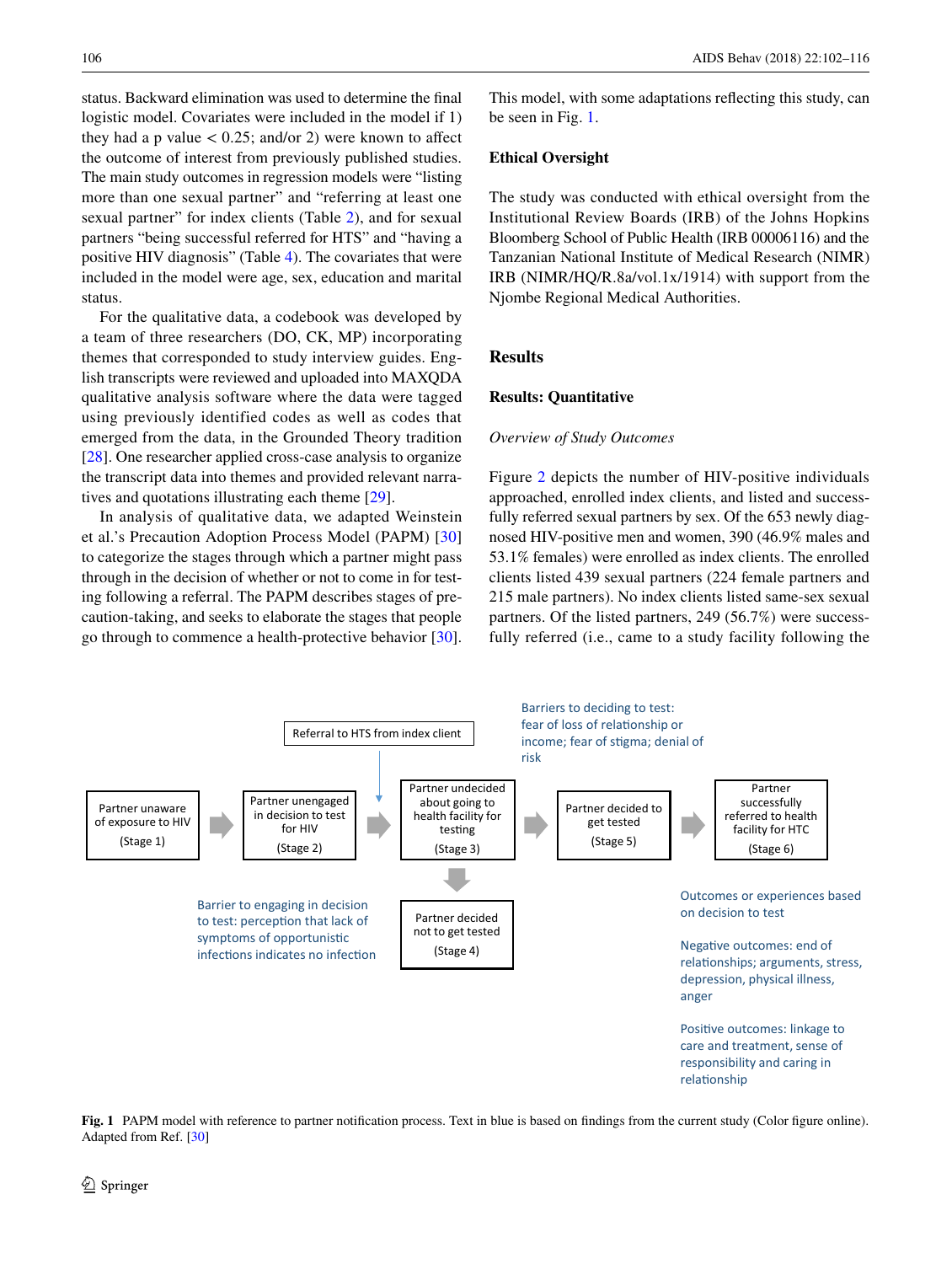status. Backward elimination was used to determine the final logistic model. Covariates were included in the model if 1) they had a p value < 0.25; and/or 2) were known to affect the outcome of interest from previously published studies. The main study outcomes in regression models were "listing more than one sexual partner" and "referring at least one sexual partner" for index clients (Table 2), and for sexual partners "being successful referred for HTS" and "having a positive HIV diagnosis" (Table 4). The covariates that were included in the model were age, sex, education and marital status.

For the qualitative data, a codebook was developed by a team of three researchers (DO, CK, MP) incorporating themes that corresponded to study interview guides. English transcripts were reviewed and uploaded into MAXQDA qualitative analysis software where the data were tagged using previously identified codes as well as codes that emerged from the data, in the Grounded Theory tradition [28]. One researcher applied cross-case analysis to organize the transcript data into themes and provided relevant narratives and quotations illustrating each theme [29].

In analysis of qualitative data, we adapted Weinstein et al.'s Precaution Adoption Process Model (PAPM) [30] to categorize the stages through which a partner might pass through in the decision of whether or not to come in for testing following a referral. The PAPM describes stages of precaution-taking, and seeks to elaborate the stages that people go through to commence a health-protective behavior [30]. This model, with some adaptations reflecting this study, can be seen in Fig. 1.

### Ethical Oversight

The study was conducted with ethical oversight from the Institutional Review Boards (IRB) of the Johns Hopkins Bloomberg School of Public Health (IRB 00006116) and the Tanzanian National Institute of Medical Research (NIMR) IRB (NIMR/HQ/R.8a/vol.1x/1914) with support from the Njombe Regional Medical Authorities.

## Results

### Results: Quantitative

*Overview of Study Outcomes*

Figure 2 depicts the number of HIV-positive individuals approached, enrolled index clients, and listed and successfully referred sexual partners by sex. Of the 653 newly diagnosed HIV-positive men and women, 390 (46.9% males and 53.1% females) were enrolled as index clients. The enrolled clients listed 439 sexual partners (224 female partners and 215 male partners). No index clients listed same-sex sexual partners. Of the listed partners, 249 (56.7%) were successfully referred (i.e., came to a study facility following the

Referral to HTS from index client

Partner unaware of exposure to HIV (Stage 1) → Partner unengaged in decision to test for HIV (Stage 2) → Partner undecided about going to health facility for testing (Stage 3) → Partner decided to get tested (Stage 5) → Partner successfully referred to health facility for HTC (Stage 6)

Partner decided not to get tested (Stage 4)

Barriers to deciding to test: fear of loss of relationship or income; fear of stigma; denial of risk

Barrier to engaging in decision to test: perception that lack of symptoms of opportunistic infections indicates no infection

Outcomes or experiences based on decision to test

Negative outcomes: end of relationships; arguments, stress, depression, physical illness, anger

Positive outcomes: linkage to care and treatment, sense of responsibility and caring in relationship

**Fig. 1** PAPM model with reference to partner notification process. Text in blue is based on findings from the current study (Color figure online). Adapted from Ref. [30]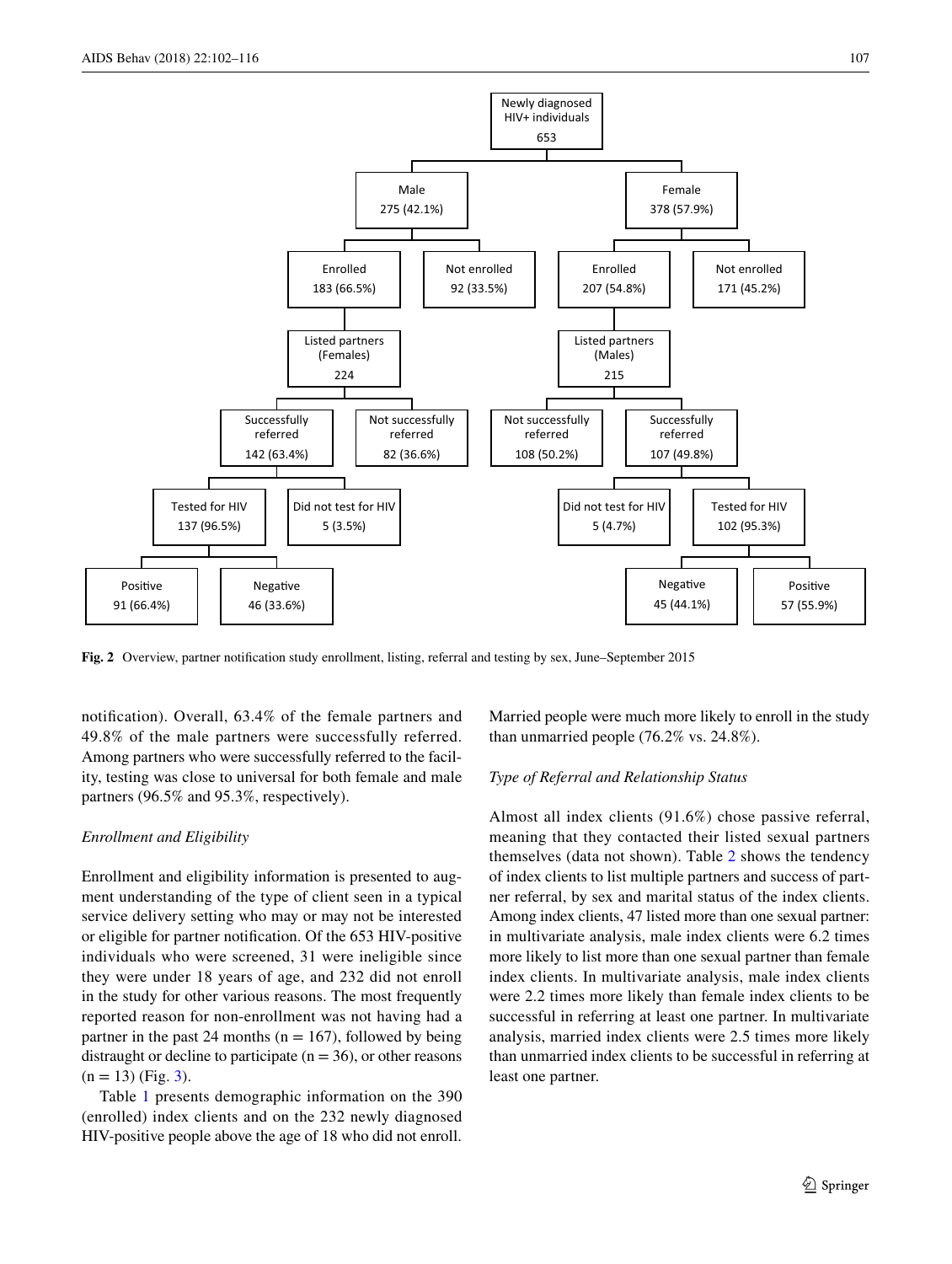Fig. 2 Overview, partner notification study enrollment, listing, referral and testing by sex, June–September 2015

notification). Overall, 63.4% of the female partners and 49.8% of the male partners were successfully referred. Among partners who were successfully referred to the facility, testing was close to universal for both female and male partners (96.5% and 95.3%, respectively).

### *Enrollment and Eligibility*

Enrollment and eligibility information is presented to augment understanding of the type of client seen in a typical service delivery setting who may or may not be interested or eligible for partner notification. Of the 653 HIV-positive individuals who were screened, 31 were ineligible since they were under 18 years of age, and 232 did not enroll in the study for other various reasons. The most frequently reported reason for non-enrollment was not having had a partner in the past 24 months (n = 167), followed by being distraught or decline to participate (n = 36), or other reasons (n = 13) (Fig. 3).

Table 1 presents demographic information on the 390 (enrolled) index clients and on the 232 newly diagnosed HIV-positive people above the age of 18 who did not enroll. Married people were much more likely to enroll in the study than unmarried people (76.2% vs. 24.8%).

### *Type of Referral and Relationship Status*

Almost all index clients (91.6%) chose passive referral, meaning that they contacted their listed sexual partners themselves (data not shown). Table 2 shows the tendency of index clients to list multiple partners and success of partner referral, by sex and marital status of the index clients. Among index clients, 47 listed more than one sexual partner: in multivariate analysis, male index clients were 6.2 times more likely to list more than one sexual partner than female index clients. In multivariate analysis, male index clients were 2.2 times more likely than female index clients to be successful in referring at least one partner. In multivariate analysis, married index clients were 2.5 times more likely than unmarried index clients to be successful in referring at least one partner.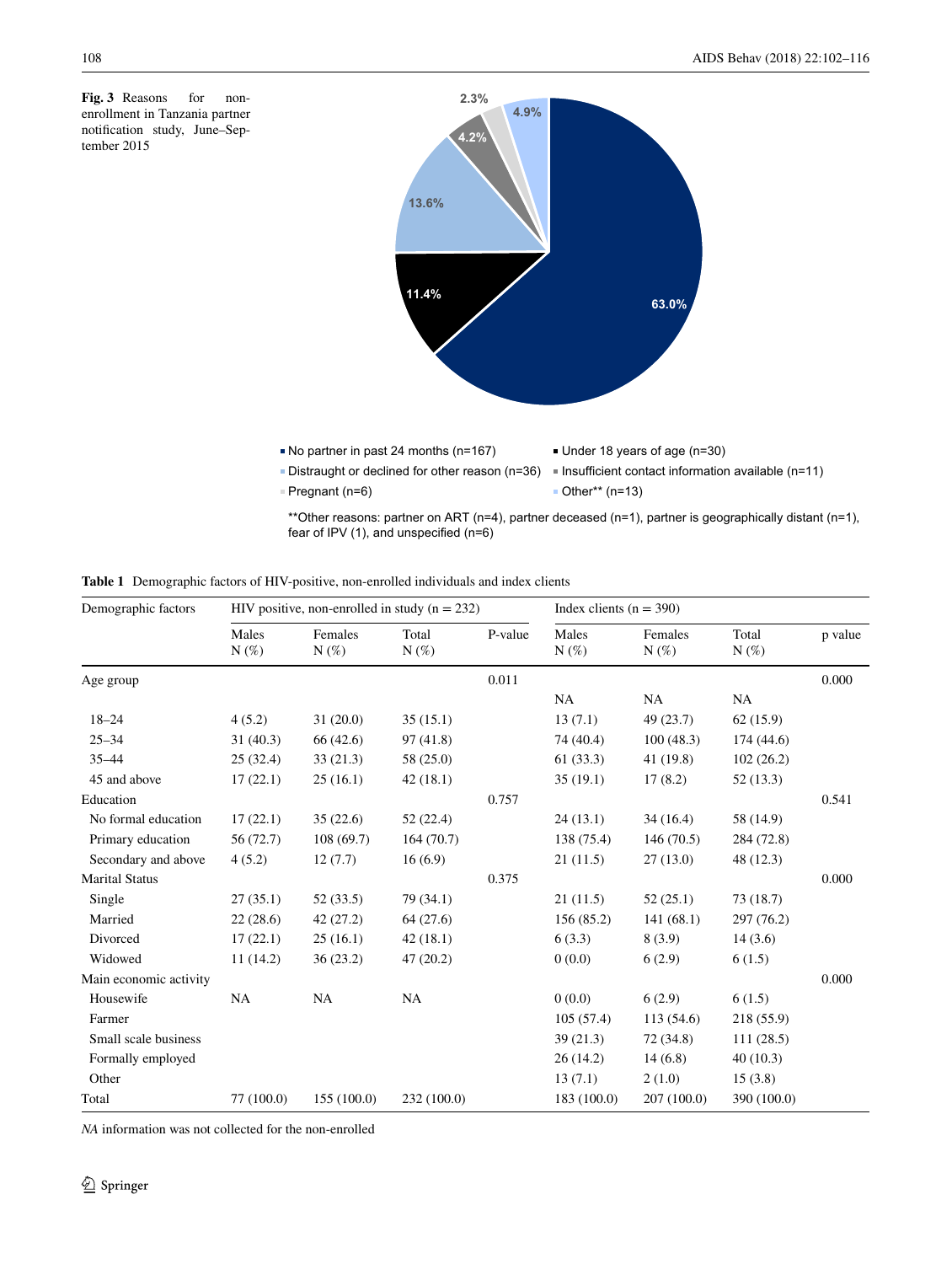**Fig. 3** Reasons for non-enrollment in Tanzania partner notification study, June–September 2015

- No partner in past 24 months (n=167)
- Under 18 years of age (n=30)
- Distraught or declined for other reason (n=36)
- Insufficient contact information available (n=11)
- Pregnant (n=6)
- Other** (n=13)

**Other reasons: partner on ART (n=4), partner deceased (n=1), partner is geographically distant (n=1), fear of IPV (1), and unspecified (n=6)

**Table 1** Demographic factors of HIV-positive, non-enrolled individuals and index clients

| Demographic factors | HIV positive, non-enrolled in study (n = 232) | | | | Index clients (n = 390) | | | |
|---|---|---|---|---|---|---|---|---|
| | Males N (%) | Females N (%) | Total N (%) | P-value | Males N (%) | Females N (%) | Total N (%) | p value |
| Age group | | | | 0.011 | | | | 0.000 |
| | | | | | NA | NA | NA | |
| 18–24 | 4 (5.2) | 31 (20.0) | 35 (15.1) | | 13 (7.1) | 49 (23.7) | 62 (15.9) | |
| 25–34 | 31 (40.3) | 66 (42.6) | 97 (41.8) | | 74 (40.4) | 100 (48.3) | 174 (44.6) | |
| 35–44 | 25 (32.4) | 33 (21.3) | 58 (25.0) | | 61 (33.3) | 41 (19.8) | 102 (26.2) | |
| 45 and above | 17 (22.1) | 25 (16.1) | 42 (18.1) | | 35 (19.1) | 17 (8.2) | 52 (13.3) | |
| Education | | | | 0.757 | | | | 0.541 |
| No formal education | 17 (22.1) | 35 (22.6) | 52 (22.4) | | 24 (13.1) | 34 (16.4) | 58 (14.9) | |
| Primary education | 56 (72.7) | 108 (69.7) | 164 (70.7) | | 138 (75.4) | 146 (70.5) | 284 (72.8) | |
| Secondary and above | 4 (5.2) | 12 (7.7) | 16 (6.9) | | 21 (11.5) | 27 (13.0) | 48 (12.3) | |
| Marital Status | | | | 0.375 | | | | 0.000 |
| Single | 27 (35.1) | 52 (33.5) | 79 (34.1) | | 21 (11.5) | 52 (25.1) | 73 (18.7) | |
| Married | 22 (28.6) | 42 (27.2) | 64 (27.6) | | 156 (85.2) | 141 (68.1) | 297 (76.2) | |
| Divorced | 17 (22.1) | 25 (16.1) | 42 (18.1) | | 6 (3.3) | 8 (3.9) | 14 (3.6) | |
| Widowed | 11 (14.2) | 36 (23.2) | 47 (20.2) | | 0 (0.0) | 6 (2.9) | 6 (1.5) | |
| Main economic activity | | | | | | | | 0.000 |
| Housewife | NA | NA | NA | | 0 (0.0) | 6 (2.9) | 6 (1.5) | |
| Farmer | | | | | 105 (57.4) | 113 (54.6) | 218 (55.9) | |
| Small scale business | | | | | 39 (21.3) | 72 (34.8) | 111 (28.5) | |
| Formally employed | | | | | 26 (14.2) | 14 (6.8) | 40 (10.3) | |
| Other | | | | | 13 (7.1) | 2 (1.0) | 15 (3.8) | |
| Total | 77 (100.0) | 155 (100.0) | 232 (100.0) | | 183 (100.0) | 207 (100.0) | 390 (100.0) | |

*NA* information was not collected for the non-enrolled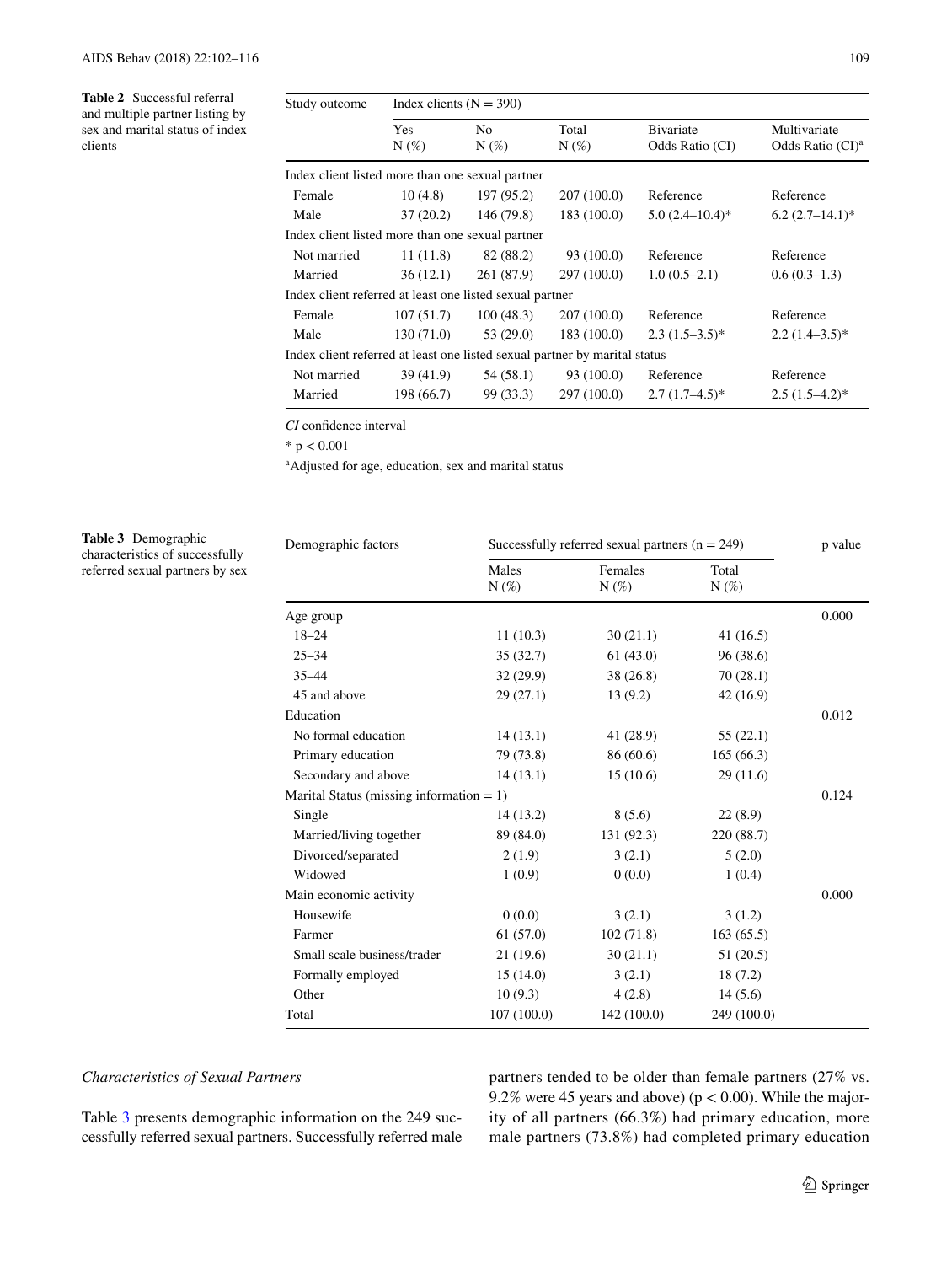**Table 2** Successful referral and multiple partner listing by sex and marital status of index clients

| Study outcome | Index clients (N = 390) | | | | |
|---|---|---|---|---|---|
| | Yes N (%) | No N (%) | Total N (%) | Bivariate Odds Ratio (CI) | Multivariate Odds Ratio (CI)[a] |
| Index client listed more than one sexual partner | | | | | |
| Female | 10 (4.8) | 197 (95.2) | 207 (100.0) | Reference | Reference |
| Male | 37 (20.2) | 146 (79.8) | 183 (100.0) | 5.0 (2.4–10.4)* | 6.2 (2.7–14.1)* |
| Index client listed more than one sexual partner | | | | | |
| Not married | 11 (11.8) | 82 (88.2) | 93 (100.0) | Reference | Reference |
| Married | 36 (12.1) | 261 (87.9) | 297 (100.0) | 1.0 (0.5–2.1) | 0.6 (0.3–1.3) |
| Index client referred at least one listed sexual partner | | | | | |
| Female | 107 (51.7) | 100 (48.3) | 207 (100.0) | Reference | Reference |
| Male | 130 (71.0) | 53 (29.0) | 183 (100.0) | 2.3 (1.5–3.5)* | 2.2 (1.4–3.5)* |
| Index client referred at least one listed sexual partner by marital status | | | | | |
| Not married | 39 (41.9) | 54 (58.1) | 93 (100.0) | Reference | Reference |
| Married | 198 (66.7) | 99 (33.3) | 297 (100.0) | 2.7 (1.7–4.5)* | 2.5 (1.5–4.2)* |

*CI* confidence interval

* $p < 0.001$

[a]Adjusted for age, education, sex and marital status

**Table 3** Demographic characteristics of successfully referred sexual partners by sex

| Demographic factors | Successfully referred sexual partners (n = 249) | | | p value |
|---|---|---|---|---|
| | Males N (%) | Females N (%) | Total N (%) | |
| Age group | | | | 0.000 |
| 18–24 | 11 (10.3) | 30 (21.1) | 41 (16.5) | |
| 25–34 | 35 (32.7) | 61 (43.0) | 96 (38.6) | |
| 35–44 | 32 (29.9) | 38 (26.8) | 70 (28.1) | |
| 45 and above | 29 (27.1) | 13 (9.2) | 42 (16.9) | |
| Education | | | | 0.012 |
| No formal education | 14 (13.1) | 41 (28.9) | 55 (22.1) | |
| Primary education | 79 (73.8) | 86 (60.6) | 165 (66.3) | |
| Secondary and above | 14 (13.1) | 15 (10.6) | 29 (11.6) | |
| Marital Status (missing information = 1) | | | | 0.124 |
| Single | 14 (13.2) | 8 (5.6) | 22 (8.9) | |
| Married/living together | 89 (84.0) | 131 (92.3) | 220 (88.7) | |
| Divorced/separated | 2 (1.9) | 3 (2.1) | 5 (2.0) | |
| Widowed | 1 (0.9) | 0 (0.0) | 1 (0.4) | |
| Main economic activity | | | | 0.000 |
| Housewife | 0 (0.0) | 3 (2.1) | 3 (1.2) | |
| Farmer | 61 (57.0) | 102 (71.8) | 163 (65.5) | |
| Small scale business/trader | 21 (19.6) | 30 (21.1) | 51 (20.5) | |
| Formally employed | 15 (14.0) | 3 (2.1) | 18 (7.2) | |
| Other | 10 (9.3) | 4 (2.8) | 14 (5.6) | |
| Total | 107 (100.0) | 142 (100.0) | 249 (100.0) | |

*Characteristics of Sexual Partners*

Table 3 presents demographic information on the 249 successfully referred sexual partners. Successfully referred male partners tended to be older than female partners (27% vs. 9.2% were 45 years and above) ($p < 0.00$). While the majority of all partners (66.3%) had primary education, more male partners (73.8%) had completed primary education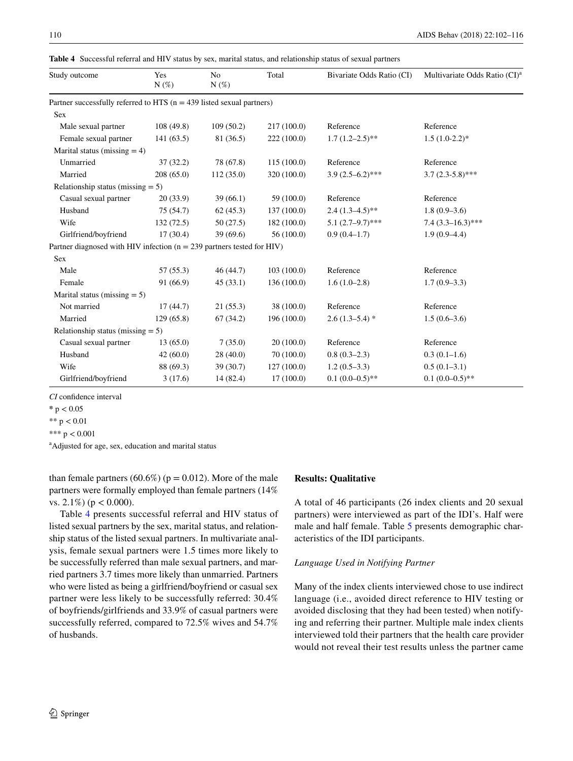**Table 4** Successful referral and HIV status by sex, marital status, and relationship status of sexual partners

| Study outcome | Yes N (%) | No N (%) | Total | Bivariate Odds Ratio (CI) | Multivariate Odds Ratio (CI)[a] |
|---|---|---|---|---|---|
| Partner successfully referred to HTS (n = 439 listed sexual partners) | | | | | |
| Sex | | | | | |
| Male sexual partner | 108 (49.8) | 109 (50.2) | 217 (100.0) | Reference | Reference |
| Female sexual partner | 141 (63.5) | 81 (36.5) | 222 (100.0) | 1.7 (1.2–2.5)** | 1.5 (1.0-2.2)* |
| Marital status (missing = 4) | | | | | |
| Unmarried | 37 (32.2) | 78 (67.8) | 115 (100.0) | Reference | Reference |
| Married | 208 (65.0) | 112 (35.0) | 320 (100.0) | 3.9 (2.5–6.2)*** | 3.7 (2.3-5.8)*** |
| Relationship status (missing = 5) | | | | | |
| Casual sexual partner | 20 (33.9) | 39 (66.1) | 59 (100.0) | Reference | Reference |
| Husband | 75 (54.7) | 62 (45.3) | 137 (100.0) | 2.4 (1.3–4.5)** | 1.8 (0.9–3.6) |
| Wife | 132 (72.5) | 50 (27.5) | 182 (100.0) | 5.1 (2.7–9.7)*** | 7.4 (3.3–16.3)*** |
| Girlfriend/boyfriend | 17 (30.4) | 39 (69.6) | 56 (100.0) | 0.9 (0.4–1.7) | 1.9 (0.9–4.4) |
| Partner diagnosed with HIV infection (n = 239 partners tested for HIV) | | | | | |
| Sex | | | | | |
| Male | 57 (55.3) | 46 (44.7) | 103 (100.0) | Reference | Reference |
| Female | 91 (66.9) | 45 (33.1) | 136 (100.0) | 1.6 (1.0–2.8) | 1.7 (0.9–3.3) |
| Marital status (missing = 5) | | | | | |
| Not married | 17 (44.7) | 21 (55.3) | 38 (100.0) | Reference | Reference |
| Married | 129 (65.8) | 67 (34.2) | 196 (100.0) | 2.6 (1.3–5.4) * | 1.5 (0.6–3.6) |
| Relationship status (missing = 5) | | | | | |
| Casual sexual partner | 13 (65.0) | 7 (35.0) | 20 (100.0) | Reference | Reference |
| Husband | 42 (60.0) | 28 (40.0) | 70 (100.0) | 0.8 (0.3–2.3) | 0.3 (0.1–1.6) |
| Wife | 88 (69.3) | 39 (30.7) | 127 (100.0) | 1.2 (0.5–3.3) | 0.5 (0.1–3.1) |
| Girlfriend/boyfriend | 3 (17.6) | 14 (82.4) | 17 (100.0) | 0.1 (0.0–0.5)** | 0.1 (0.0–0.5)** |

*CI* confidence interval

* $p < 0.05$

** $p < 0.01$

*** $p < 0.001$

[a]Adjusted for age, sex, education and marital status

than female partners (60.6%) ($p = 0.012$). More of the male partners were formally employed than female partners (14% vs. 2.1%) ($p < 0.000$).

Table 4 presents successful referral and HIV status of listed sexual partners by the sex, marital status, and relationship status of the listed sexual partners. In multivariate analysis, female sexual partners were 1.5 times more likely to be successfully referred than male sexual partners, and married partners 3.7 times more likely than unmarried. Partners who were listed as being a girlfriend/boyfriend or casual sex partner were less likely to be successfully referred: 30.4% of boyfriends/girlfriends and 33.9% of casual partners were successfully referred, compared to 72.5% wives and 54.7% of husbands.

## Results: Qualitative

A total of 46 participants (26 index clients and 20 sexual partners) were interviewed as part of the IDI's. Half were male and half female. Table 5 presents demographic characteristics of the IDI participants.

### *Language Used in Notifying Partner*

Many of the index clients interviewed chose to use indirect language (i.e., avoided direct reference to HIV testing or avoided disclosing that they had been tested) when notifying and referring their partner. Multiple male index clients interviewed told their partners that the health care provider would not reveal their test results unless the partner came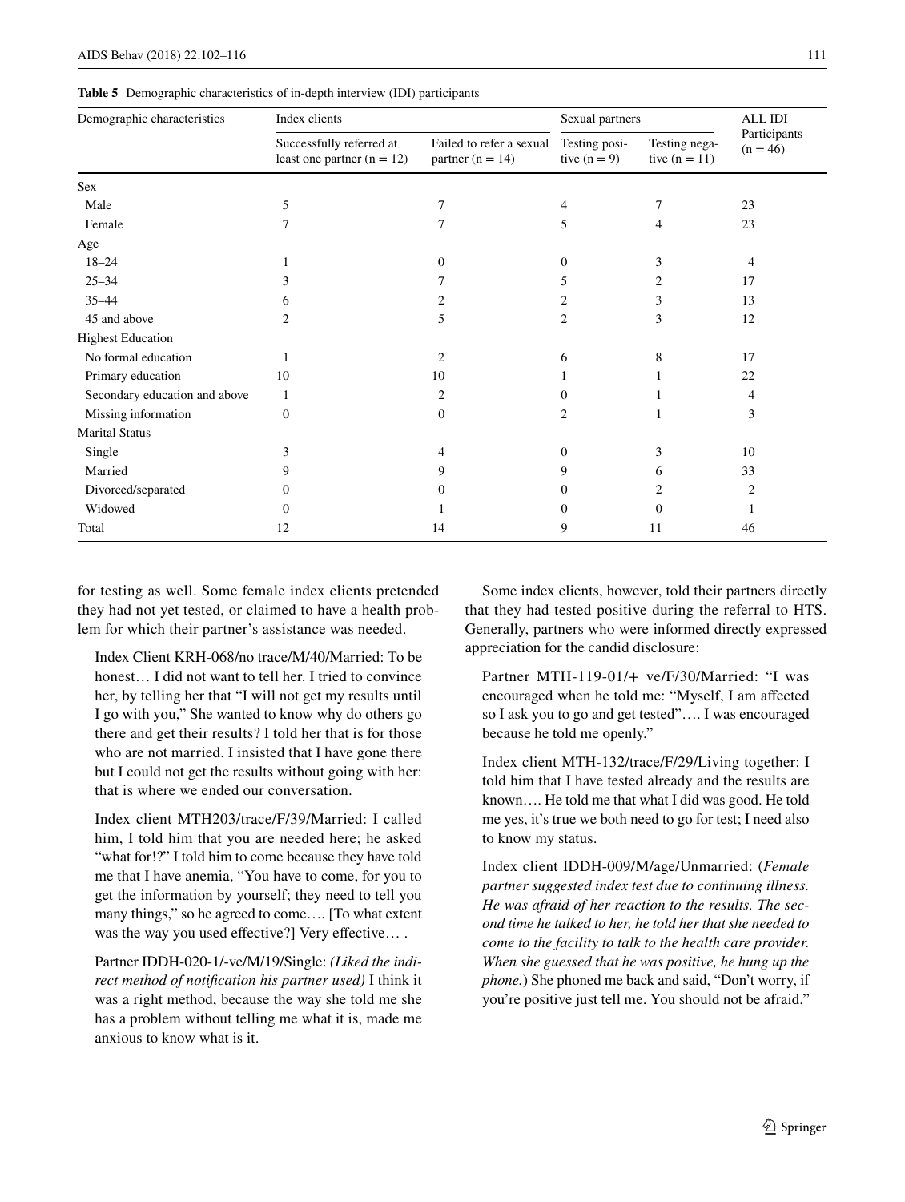**Table 5** Demographic characteristics of in-depth interview (IDI) participants

| Demographic characteristics | Index clients | | Sexual partners | | ALL IDI Participants (n = 46) |
|---|---|---|---|---|---|
| | Successfully referred at least one partner (n = 12) | Failed to refer a sexual partner (n = 14) | Testing positive (n = 9) | Testing negative (n = 11) | |
| Sex | | | | | |
| Male | 5 | 7 | 4 | 7 | 23 |
| Female | 7 | 7 | 5 | 4 | 23 |
| Age | | | | | |
| 18–24 | 1 | 0 | 0 | 3 | 4 |
| 25–34 | 3 | 7 | 5 | 2 | 17 |
| 35–44 | 6 | 2 | 2 | 3 | 13 |
| 45 and above | 2 | 5 | 2 | 3 | 12 |
| Highest Education | | | | | |
| No formal education | 1 | 2 | 6 | 8 | 17 |
| Primary education | 10 | 10 | 1 | 1 | 22 |
| Secondary education and above | 1 | 2 | 0 | 1 | 4 |
| Missing information | 0 | 0 | 2 | 1 | 3 |
| Marital Status | | | | | |
| Single | 3 | 4 | 0 | 3 | 10 |
| Married | 9 | 9 | 9 | 6 | 33 |
| Divorced/separated | 0 | 0 | 0 | 2 | 2 |
| Widowed | 0 | 1 | 0 | 0 | 1 |
| Total | 12 | 14 | 9 | 11 | 46 |

for testing as well. Some female index clients pretended they had not yet tested, or claimed to have a health problem for which their partner's assistance was needed.

> Index Client KRH-068/no trace/M/40/Married: To be honest… I did not want to tell her. I tried to convince her, by telling her that "I will not get my results until I go with you," She wanted to know why do others go there and get their results? I told her that is for those who are not married. I insisted that I have gone there but I could not get the results without going with her: that is where we ended our conversation.

> Index client MTH203/trace/F/39/Married: I called him, I told him that you are needed here; he asked "what for!?" I told him to come because they have told me that I have anemia, "You have to come, for you to get the information by yourself; they need to tell you many things," so he agreed to come…. [To what extent was the way you used effective?] Very effective… .

> Partner IDDH-020-1/-ve/M/19/Single: *(Liked the indirect method of notification his partner used)* I think it was a right method, because the way she told me she has a problem without telling me what it is, made me anxious to know what is it.

Some index clients, however, told their partners directly that they had tested positive during the referral to HTS. Generally, partners who were informed directly expressed appreciation for the candid disclosure:

> Partner MTH-119-01/+ ve/F/30/Married: "I was encouraged when he told me: "Myself, I am affected so I ask you to go and get tested"…. I was encouraged because he told me openly."

> Index client MTH-132/trace/F/29/Living together: I told him that I have tested already and the results are known…. He told me that what I did was good. He told me yes, it's true we both need to go for test; I need also to know my status.

> Index client IDDH-009/M/age/Unmarried: (*Female partner suggested index test due to continuing illness. He was afraid of her reaction to the results. The second time he talked to her, he told her that she needed to come to the facility to talk to the health care provider. When she guessed that he was positive, he hung up the phone.*) She phoned me back and said, "Don't worry, if you're positive just tell me. You should not be afraid."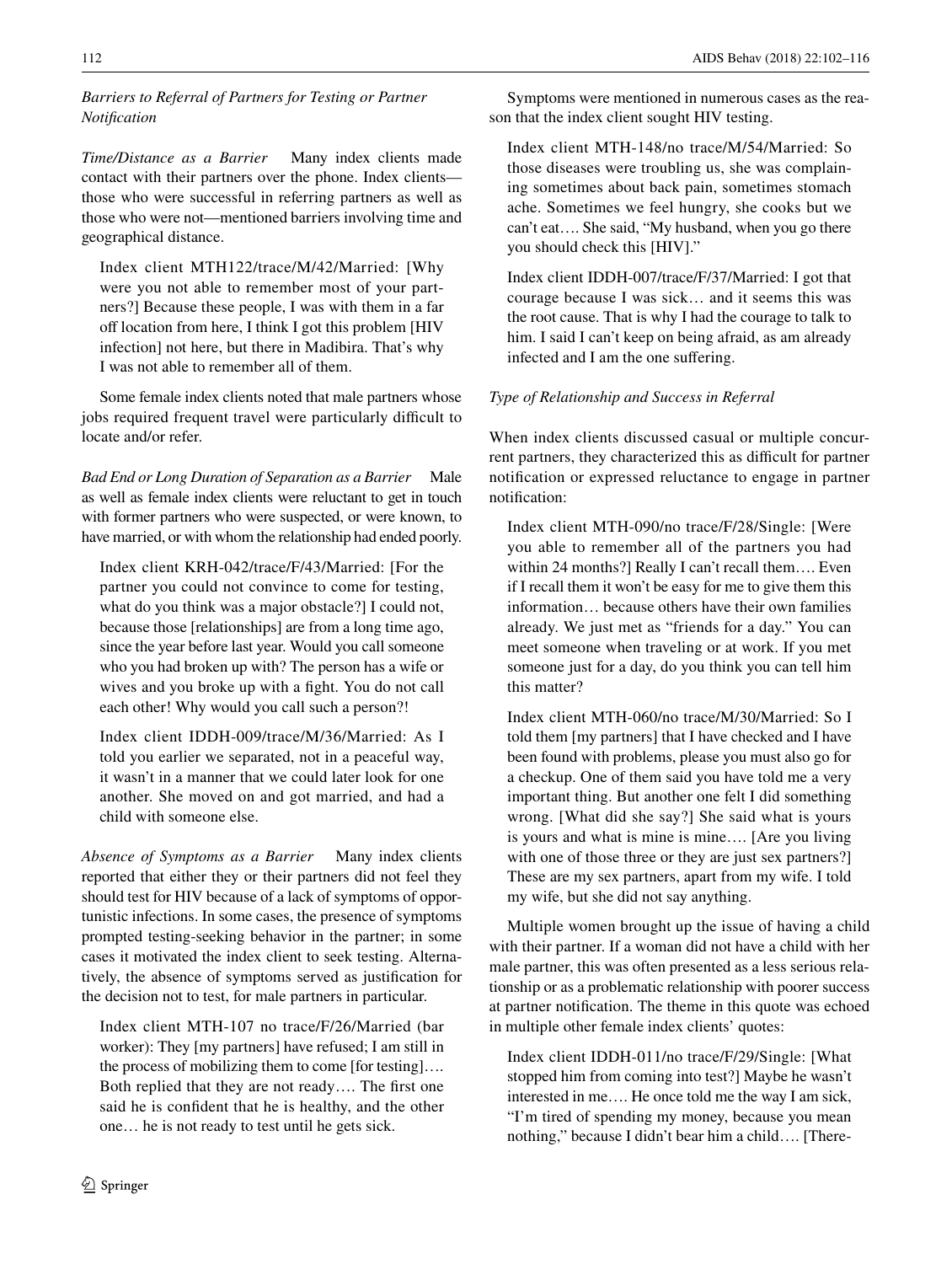### *Barriers to Referral of Partners for Testing or Partner Notification*

*Time/Distance as a Barrier* Many index clients made contact with their partners over the phone. Index clients—those who were successful in referring partners as well as those who were not—mentioned barriers involving time and geographical distance.

> Index client MTH122/trace/M/42/Married: [Why were you not able to remember most of your partners?] Because these people, I was with them in a far off location from here, I think I got this problem [HIV infection] not here, but there in Madibira. That's why I was not able to remember all of them.

Some female index clients noted that male partners whose jobs required frequent travel were particularly difficult to locate and/or refer.

*Bad End or Long Duration of Separation as a Barrier* Male as well as female index clients were reluctant to get in touch with former partners who were suspected, or were known, to have married, or with whom the relationship had ended poorly.

> Index client KRH-042/trace/F/43/Married: [For the partner you could not convince to come for testing, what do you think was a major obstacle?] I could not, because those [relationships] are from a long time ago, since the year before last year. Would you call someone who you had broken up with? The person has a wife or wives and you broke up with a fight. You do not call each other! Why would you call such a person?!

> Index client IDDH-009/trace/M/36/Married: As I told you earlier we separated, not in a peaceful way, it wasn't in a manner that we could later look for one another. She moved on and got married, and had a child with someone else.

*Absence of Symptoms as a Barrier* Many index clients reported that either they or their partners did not feel they should test for HIV because of a lack of symptoms of opportunistic infections. In some cases, the presence of symptoms prompted testing-seeking behavior in the partner; in some cases it motivated the index client to seek testing. Alternatively, the absence of symptoms served as justification for the decision not to test, for male partners in particular.

> Index client MTH-107 no trace/F/26/Married (bar worker): They [my partners] have refused; I am still in the process of mobilizing them to come [for testing]…. Both replied that they are not ready…. The first one said he is confident that he is healthy, and the other one… he is not ready to test until he gets sick.

Symptoms were mentioned in numerous cases as the reason that the index client sought HIV testing.

> Index client MTH-148/no trace/M/54/Married: So those diseases were troubling us, she was complaining sometimes about back pain, sometimes stomach ache. Sometimes we feel hungry, she cooks but we can't eat…. She said, "My husband, when you go there you should check this [HIV]."

> Index client IDDH-007/trace/F/37/Married: I got that courage because I was sick… and it seems this was the root cause. That is why I had the courage to talk to him. I said I can't keep on being afraid, as am already infected and I am the one suffering.

### *Type of Relationship and Success in Referral*

When index clients discussed casual or multiple concurrent partners, they characterized this as difficult for partner notification or expressed reluctance to engage in partner notification:

> Index client MTH-090/no trace/F/28/Single: [Were you able to remember all of the partners you had within 24 months?] Really I can't recall them…. Even if I recall them it won't be easy for me to give them this information… because others have their own families already. We just met as "friends for a day." You can meet someone when traveling or at work. If you met someone just for a day, do you think you can tell him this matter?

> Index client MTH-060/no trace/M/30/Married: So I told them [my partners] that I have checked and I have been found with problems, please you must also go for a checkup. One of them said you have told me a very important thing. But another one felt I did something wrong. [What did she say?] She said what is yours is yours and what is mine is mine…. [Are you living with one of those three or they are just sex partners?] These are my sex partners, apart from my wife. I told my wife, but she did not say anything.

Multiple women brought up the issue of having a child with their partner. If a woman did not have a child with her male partner, this was often presented as a less serious relationship or as a problematic relationship with poorer success at partner notification. The theme in this quote was echoed in multiple other female index clients' quotes:

> Index client IDDH-011/no trace/F/29/Single: [What stopped him from coming into test?] Maybe he wasn't interested in me…. He once told me the way I am sick, "I'm tired of spending my money, because you mean nothing," because I didn't bear him a child…. [There-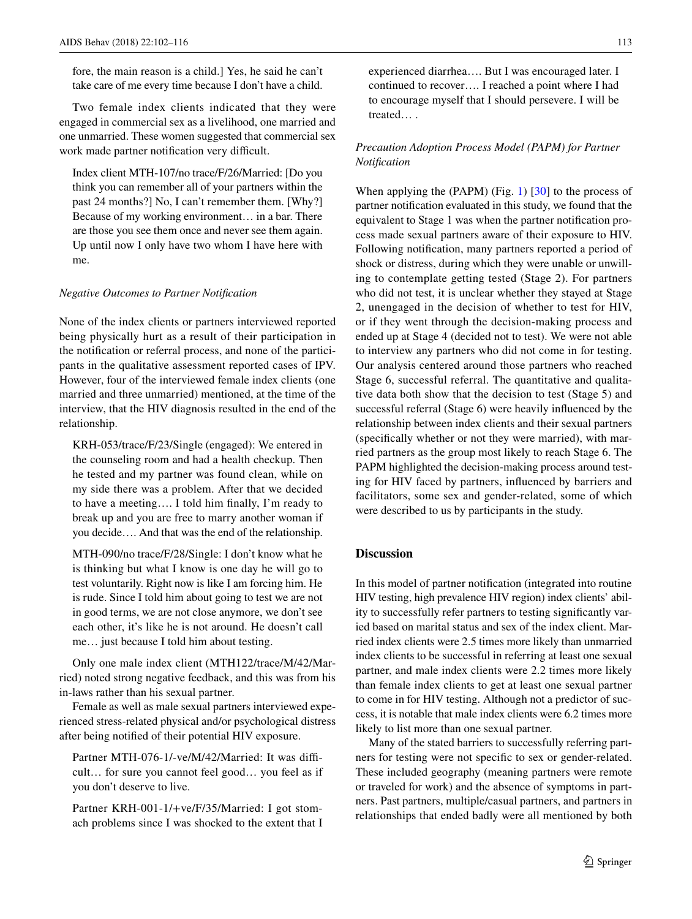fore, the main reason is a child.] Yes, he said he can't take care of me every time because I don't have a child.

Two female index clients indicated that they were engaged in commercial sex as a livelihood, one married and one unmarried. These women suggested that commercial sex work made partner notification very difficult.

> Index client MTH-107/no trace/F/26/Married: [Do you think you can remember all of your partners within the past 24 months?] No, I can't remember them. [Why?] Because of my working environment… in a bar. There are those you see them once and never see them again. Up until now I only have two whom I have here with me.

*Negative Outcomes to Partner Notification*

None of the index clients or partners interviewed reported being physically hurt as a result of their participation in the notification or referral process, and none of the participants in the qualitative assessment reported cases of IPV. However, four of the interviewed female index clients (one married and three unmarried) mentioned, at the time of the interview, that the HIV diagnosis resulted in the end of the relationship.

> KRH-053/trace/F/23/Single (engaged): We entered in the counseling room and had a health checkup. Then he tested and my partner was found clean, while on my side there was a problem. After that we decided to have a meeting…. I told him finally, I'm ready to break up and you are free to marry another woman if you decide…. And that was the end of the relationship.

> MTH-090/no trace/F/28/Single: I don't know what he is thinking but what I know is one day he will go to test voluntarily. Right now is like I am forcing him. He is rude. Since I told him about going to test we are not in good terms, we are not close anymore, we don't see each other, it's like he is not around. He doesn't call me… just because I told him about testing.

Only one male index client (MTH122/trace/M/42/Married) noted strong negative feedback, and this was from his in-laws rather than his sexual partner.

Female as well as male sexual partners interviewed experienced stress-related physical and/or psychological distress after being notified of their potential HIV exposure.

> Partner MTH-076-1/-ve/M/42/Married: It was difficult… for sure you cannot feel good… you feel as if you don't deserve to live.

> Partner KRH-001-1/+ve/F/35/Married: I got stomach problems since I was shocked to the extent that I experienced diarrhea…. But I was encouraged later. I continued to recover…. I reached a point where I had to encourage myself that I should persevere. I will be treated… .

*Precaution Adoption Process Model (PAPM) for Partner Notification*

When applying the (PAPM) (Fig. 1) [30] to the process of partner notification evaluated in this study, we found that the equivalent to Stage 1 was when the partner notification process made sexual partners aware of their exposure to HIV. Following notification, many partners reported a period of shock or distress, during which they were unable or unwilling to contemplate getting tested (Stage 2). For partners who did not test, it is unclear whether they stayed at Stage 2, unengaged in the decision of whether to test for HIV, or if they went through the decision-making process and ended up at Stage 4 (decided not to test). We were not able to interview any partners who did not come in for testing. Our analysis centered around those partners who reached Stage 6, successful referral. The quantitative and qualitative data both show that the decision to test (Stage 5) and successful referral (Stage 6) were heavily influenced by the relationship between index clients and their sexual partners (specifically whether or not they were married), with married partners as the group most likely to reach Stage 6. The PAPM highlighted the decision-making process around testing for HIV faced by partners, influenced by barriers and facilitators, some sex and gender-related, some of which were described to us by participants in the study.

## Discussion

In this model of partner notification (integrated into routine HIV testing, high prevalence HIV region) index clients' ability to successfully refer partners to testing significantly varied based on marital status and sex of the index client. Married index clients were 2.5 times more likely than unmarried index clients to be successful in referring at least one sexual partner, and male index clients were 2.2 times more likely than female index clients to get at least one sexual partner to come in for HIV testing. Although not a predictor of success, it is notable that male index clients were 6.2 times more likely to list more than one sexual partner.

Many of the stated barriers to successfully referring partners for testing were not specific to sex or gender-related. These included geography (meaning partners were remote or traveled for work) and the absence of symptoms in partners. Past partners, multiple/casual partners, and partners in relationships that ended badly were all mentioned by both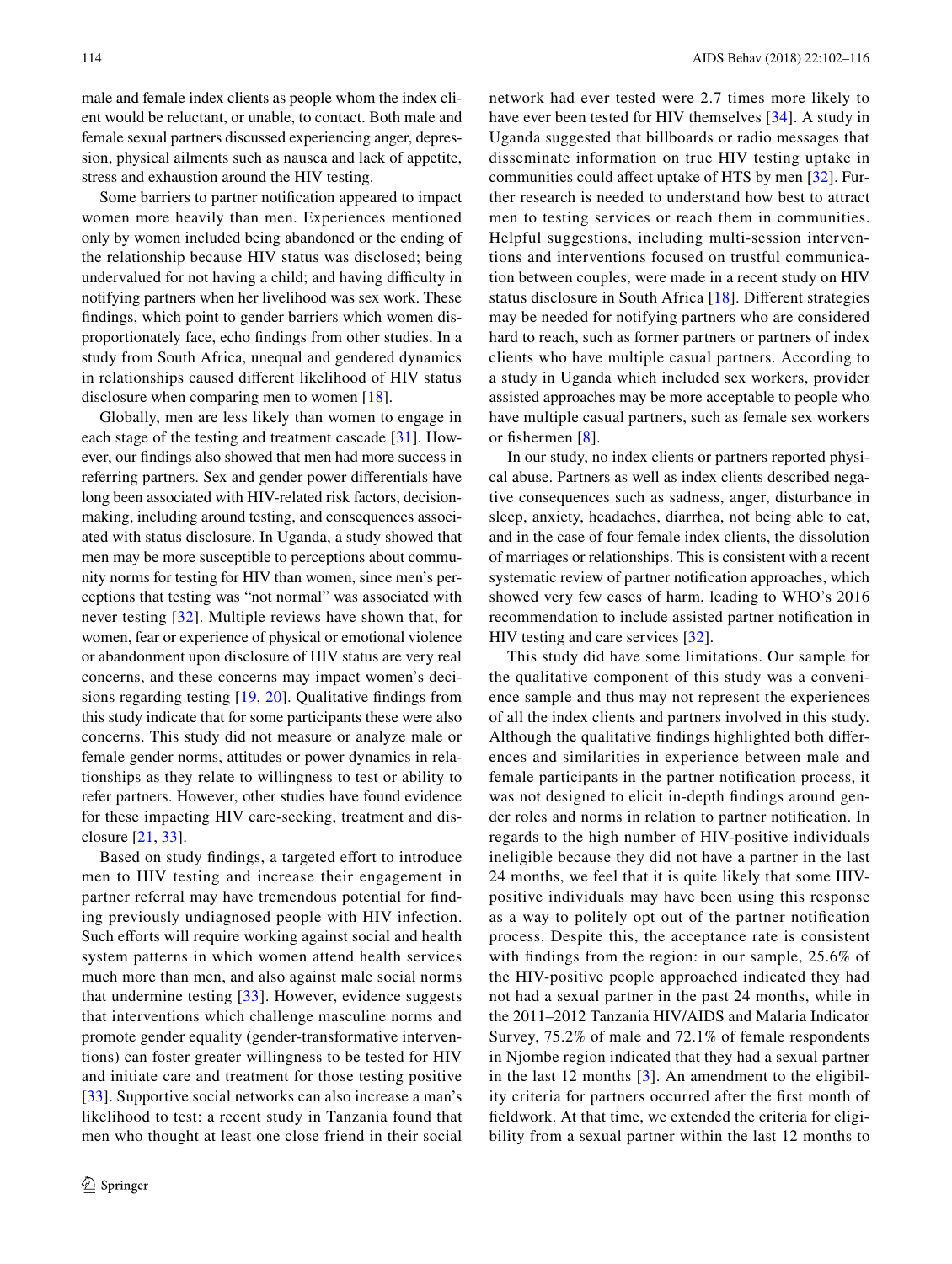male and female index clients as people whom the index client would be reluctant, or unable, to contact. Both male and female sexual partners discussed experiencing anger, depression, physical ailments such as nausea and lack of appetite, stress and exhaustion around the HIV testing.

Some barriers to partner notification appeared to impact women more heavily than men. Experiences mentioned only by women included being abandoned or the ending of the relationship because HIV status was disclosed; being undervalued for not having a child; and having difficulty in notifying partners when her livelihood was sex work. These findings, which point to gender barriers which women disproportionately face, echo findings from other studies. In a study from South Africa, unequal and gendered dynamics in relationships caused different likelihood of HIV status disclosure when comparing men to women [18].

Globally, men are less likely than women to engage in each stage of the testing and treatment cascade [31]. However, our findings also showed that men had more success in referring partners. Sex and gender power differentials have long been associated with HIV-related risk factors, decision-making, including around testing, and consequences associated with status disclosure. In Uganda, a study showed that men may be more susceptible to perceptions about community norms for testing for HIV than women, since men's perceptions that testing was "not normal" was associated with never testing [32]. Multiple reviews have shown that, for women, fear or experience of physical or emotional violence or abandonment upon disclosure of HIV status are very real concerns, and these concerns may impact women's decisions regarding testing [19, 20]. Qualitative findings from this study indicate that for some participants these were also concerns. This study did not measure or analyze male or female gender norms, attitudes or power dynamics in relationships as they relate to willingness to test or ability to refer partners. However, other studies have found evidence for these impacting HIV care-seeking, treatment and disclosure [21, 33].

Based on study findings, a targeted effort to introduce men to HIV testing and increase their engagement in partner referral may have tremendous potential for finding previously undiagnosed people with HIV infection. Such efforts will require working against social and health system patterns in which women attend health services much more than men, and also against male social norms that undermine testing [33]. However, evidence suggests that interventions which challenge masculine norms and promote gender equality (gender-transformative interventions) can foster greater willingness to be tested for HIV and initiate care and treatment for those testing positive [33]. Supportive social networks can also increase a man's likelihood to test: a recent study in Tanzania found that men who thought at least one close friend in their social network had ever tested were 2.7 times more likely to have ever been tested for HIV themselves [34]. A study in Uganda suggested that billboards or radio messages that disseminate information on true HIV testing uptake in communities could affect uptake of HTS by men [32]. Further research is needed to understand how best to attract men to testing services or reach them in communities. Helpful suggestions, including multi-session interventions and interventions focused on trustful communication between couples, were made in a recent study on HIV status disclosure in South Africa [18]. Different strategies may be needed for notifying partners who are considered hard to reach, such as former partners or partners of index clients who have multiple casual partners. According to a study in Uganda which included sex workers, provider assisted approaches may be more acceptable to people who have multiple casual partners, such as female sex workers or fishermen [8].

In our study, no index clients or partners reported physical abuse. Partners as well as index clients described negative consequences such as sadness, anger, disturbance in sleep, anxiety, headaches, diarrhea, not being able to eat, and in the case of four female index clients, the dissolution of marriages or relationships. This is consistent with a recent systematic review of partner notification approaches, which showed very few cases of harm, leading to WHO's 2016 recommendation to include assisted partner notification in HIV testing and care services [32].

This study did have some limitations. Our sample for the qualitative component of this study was a convenience sample and thus may not represent the experiences of all the index clients and partners involved in this study. Although the qualitative findings highlighted both differences and similarities in experience between male and female participants in the partner notification process, it was not designed to elicit in-depth findings around gender roles and norms in relation to partner notification. In regards to the high number of HIV-positive individuals ineligible because they did not have a partner in the last 24 months, we feel that it is quite likely that some HIV-positive individuals may have been using this response as a way to politely opt out of the partner notification process. Despite this, the acceptance rate is consistent with findings from the region: in our sample, 25.6% of the HIV-positive people approached indicated they had not had a sexual partner in the past 24 months, while in the 2011–2012 Tanzania HIV/AIDS and Malaria Indicator Survey, 75.2% of male and 72.1% of female respondents in Njombe region indicated that they had a sexual partner in the last 12 months [3]. An amendment to the eligibility criteria for partners occurred after the first month of fieldwork. At that time, we extended the criteria for eligibility from a sexual partner within the last 12 months to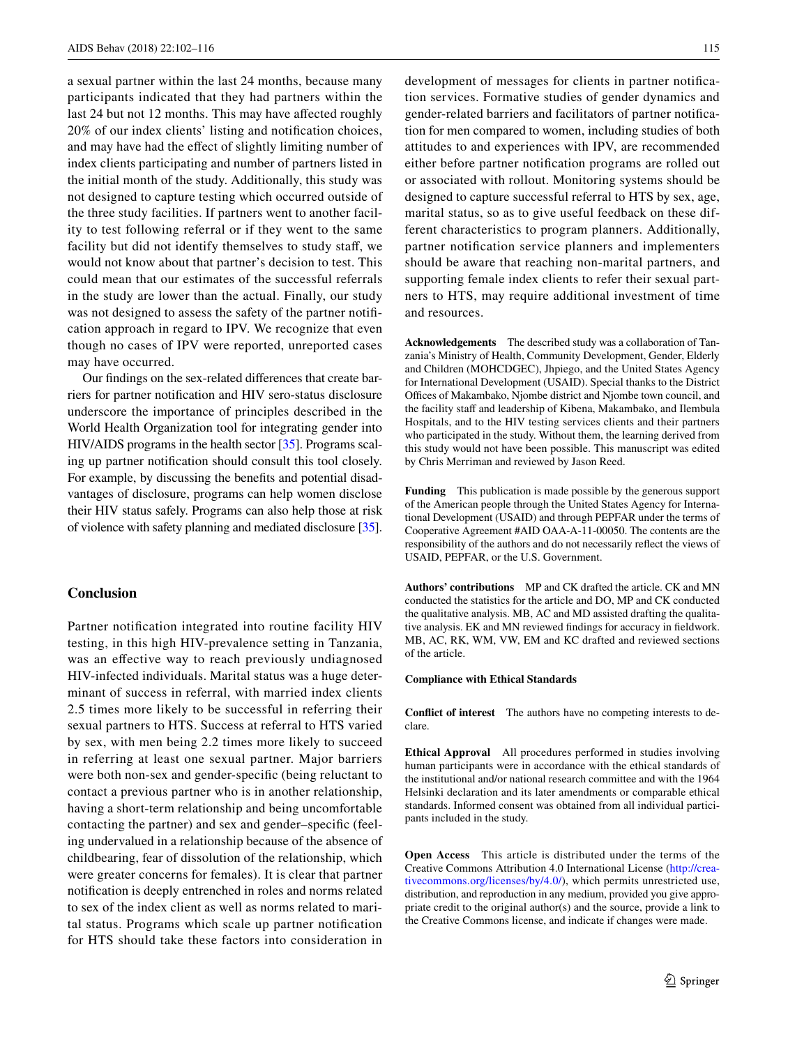a sexual partner within the last 24 months, because many participants indicated that they had partners within the last 24 but not 12 months. This may have affected roughly 20% of our index clients' listing and notification choices, and may have had the effect of slightly limiting number of index clients participating and number of partners listed in the initial month of the study. Additionally, this study was not designed to capture testing which occurred outside of the three study facilities. If partners went to another facility to test following referral or if they went to the same facility but did not identify themselves to study staff, we would not know about that partner's decision to test. This could mean that our estimates of the successful referrals in the study are lower than the actual. Finally, our study was not designed to assess the safety of the partner notification approach in regard to IPV. We recognize that even though no cases of IPV were reported, unreported cases may have occurred.

Our findings on the sex-related differences that create barriers for partner notification and HIV sero-status disclosure underscore the importance of principles described in the World Health Organization tool for integrating gender into HIV/AIDS programs in the health sector [35]. Programs scaling up partner notification should consult this tool closely. For example, by discussing the benefits and potential disadvantages of disclosure, programs can help women disclose their HIV status safely. Programs can also help those at risk of violence with safety planning and mediated disclosure [35].

## Conclusion

Partner notification integrated into routine facility HIV testing, in this high HIV-prevalence setting in Tanzania, was an effective way to reach previously undiagnosed HIV-infected individuals. Marital status was a huge determinant of success in referral, with married index clients 2.5 times more likely to be successful in referring their sexual partners to HTS. Success at referral to HTS varied by sex, with men being 2.2 times more likely to succeed in referring at least one sexual partner. Major barriers were both non-sex and gender-specific (being reluctant to contact a previous partner who is in another relationship, having a short-term relationship and being uncomfortable contacting the partner) and sex and gender–specific (feeling undervalued in a relationship because of the absence of childbearing, fear of dissolution of the relationship, which were greater concerns for females). It is clear that partner notification is deeply entrenched in roles and norms related to sex of the index client as well as norms related to marital status. Programs which scale up partner notification for HTS should take these factors into consideration in development of messages for clients in partner notification services. Formative studies of gender dynamics and gender-related barriers and facilitators of partner notification for men compared to women, including studies of both attitudes to and experiences with IPV, are recommended either before partner notification programs are rolled out or associated with rollout. Monitoring systems should be designed to capture successful referral to HTS by sex, age, marital status, so as to give useful feedback on these different characteristics to program planners. Additionally, partner notification service planners and implementers should be aware that reaching non-marital partners, and supporting female index clients to refer their sexual partners to HTS, may require additional investment of time and resources.

**Acknowledgements** The described study was a collaboration of Tanzania's Ministry of Health, Community Development, Gender, Elderly and Children (MOHCDGEC), Jhpiego, and the United States Agency for International Development (USAID). Special thanks to the District Offices of Makambako, Njombe district and Njombe town council, and the facility staff and leadership of Kibena, Makambako, and Ilembula Hospitals, and to the HIV testing services clients and their partners who participated in the study. Without them, the learning derived from this study would not have been possible. This manuscript was edited by Chris Merriman and reviewed by Jason Reed.

**Funding** This publication is made possible by the generous support of the American people through the United States Agency for International Development (USAID) and through PEPFAR under the terms of Cooperative Agreement #AID OAA-A-11-00050. The contents are the responsibility of the authors and do not necessarily reflect the views of USAID, PEPFAR, or the U.S. Government.

**Authors' contributions** MP and CK drafted the article. CK and MN conducted the statistics for the article and DO, MP and CK conducted the qualitative analysis. MB, AC and MD assisted drafting the qualitative analysis. EK and MN reviewed findings for accuracy in fieldwork. MB, AC, RK, WM, VW, EM and KC drafted and reviewed sections of the article.

**Compliance with Ethical Standards**

**Conflict of interest** The authors have no competing interests to declare.

**Ethical Approval** All procedures performed in studies involving human participants were in accordance with the ethical standards of the institutional and/or national research committee and with the 1964 Helsinki declaration and its later amendments or comparable ethical standards. Informed consent was obtained from all individual participants included in the study.

**Open Access** This article is distributed under the terms of the Creative Commons Attribution 4.0 International License (http://creativecommons.org/licenses/by/4.0/), which permits unrestricted use, distribution, and reproduction in any medium, provided you give appropriate credit to the original author(s) and the source, provide a link to the Creative Commons license, and indicate if changes were made.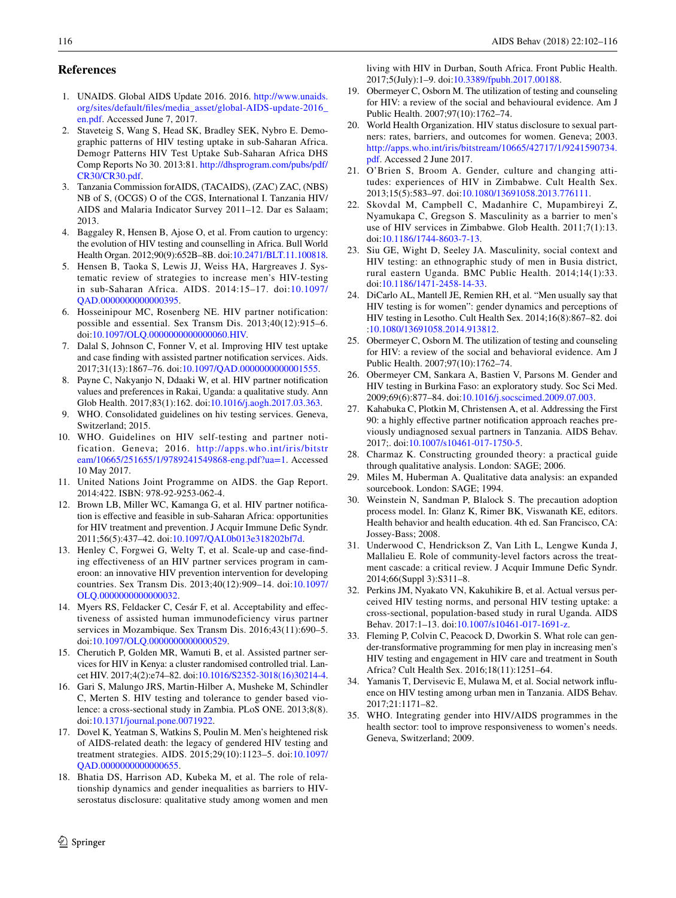## References

1. UNAIDS. Global AIDS Update 2016. 2016. http://www.unaids.org/sites/default/files/media_asset/global-AIDS-update-2016_en.pdf. Accessed June 7, 2017.
2. Staveteig S, Wang S, Head SK, Bradley SEK, Nybro E. Demographic patterns of HIV testing uptake in sub-Saharan Africa. Demogr Patterns HIV Test Uptake Sub-Saharan Africa DHS Comp Reports No 30. 2013:81. http://dhsprogram.com/pubs/pdf/CR30/CR30.pdf.
3. Tanzania Commission forAIDS, (TACAIDS), (ZAC) ZAC, (NBS) NB of S, (OCGS) O of the CGS, International I. Tanzania HIV/AIDS and Malaria Indicator Survey 2011–12. Dar es Salaam; 2013.
4. Baggaley R, Hensen B, Ajose O, et al. From caution to urgency: the evolution of HIV testing and counselling in Africa. Bull World Health Organ. 2012;90(9):652B–8B. doi:10.2471/BLT.11.100818.
5. Hensen B, Taoka S, Lewis JJ, Weiss HA, Hargreaves J. Systematic review of strategies to increase men's HIV-testing in sub-Saharan Africa. AIDS. 2014:15–17. doi:10.1097/QAD.0000000000000395.
6. Hosseinipour MC, Rosenberg NE. HIV partner notification: possible and essential. Sex Transm Dis. 2013;40(12):915–6. doi:10.1097/OLQ.0000000000000060.HIV.
7. Dalal S, Johnson C, Fonner V, et al. Improving HIV test uptake and case finding with assisted partner notification services. Aids. 2017;31(13):1867–76. doi:10.1097/QAD.0000000000001555.
8. Payne C, Nakyanjo N, Ddaaki W, et al. HIV partner notification values and preferences in Rakai, Uganda: a qualitative study. Ann Glob Health. 2017;83(1):162. doi:10.1016/j.aogh.2017.03.363.
9. WHO. Consolidated guidelines on hiv testing services. Geneva, Switzerland; 2015.
10. WHO. Guidelines on HIV self-testing and partner notification. Geneva; 2016. http://apps.who.int/iris/bitstream/10665/251655/1/9789241549868-eng.pdf?ua=1. Accessed 10 May 2017.
11. United Nations Joint Programme on AIDS. the Gap Report. 2014:422. ISBN: 978-92-9253-062-4.
12. Brown LB, Miller WC, Kamanga G, et al. HIV partner notification is effective and feasible in sub-Saharan Africa: opportunities for HIV treatment and prevention. J Acquir Immune Defic Syndr. 2011;56(5):437–42. doi:10.1097/QAI.0b013e318202bf7d.
13. Henley C, Forgwei G, Welty T, et al. Scale-up and case-finding effectiveness of an HIV partner services program in cameroon: an innovative HIV prevention intervention for developing countries. Sex Transm Dis. 2013;40(12):909–14. doi:10.1097/OLQ.0000000000000032.
14. Myers RS, Feldacker C, Cesár F, et al. Acceptability and effectiveness of assisted human immunodeficiency virus partner services in Mozambique. Sex Transm Dis. 2016;43(11):690–5. doi:10.1097/OLQ.0000000000000529.
15. Cherutich P, Golden MR, Wamuti B, et al. Assisted partner services for HIV in Kenya: a cluster randomised controlled trial. Lancet HIV. 2017;4(2):e74–82. doi:10.1016/S2352-3018(16)30214-4.
16. Gari S, Malungo JRS, Martin-Hilber A, Musheke M, Schindler C, Merten S. HIV testing and tolerance to gender based violence: a cross-sectional study in Zambia. PLoS ONE. 2013;8(8). doi:10.1371/journal.pone.0071922.
17. Dovel K, Yeatman S, Watkins S, Poulin M. Men's heightened risk of AIDS-related death: the legacy of gendered HIV testing and treatment strategies. AIDS. 2015;29(10):1123–5. doi:10.1097/QAD.0000000000000655.
18. Bhatia DS, Harrison AD, Kubeka M, et al. The role of relationship dynamics and gender inequalities as barriers to HIV-serostatus disclosure: qualitative study among women and men living with HIV in Durban, South Africa. Front Public Health. 2017;5(July):1–9. doi:10.3389/fpubh.2017.00188.
19. Obermeyer C, Osborn M. The utilization of testing and counseling for HIV: a review of the social and behavioural evidence. Am J Public Health. 2007;97(10):1762–74.
20. World Health Organization. HIV status disclosure to sexual partners: rates, barriers, and outcomes for women. Geneva; 2003. http://apps.who.int/iris/bitstream/10665/42717/1/9241590734.pdf. Accessed 2 June 2017.
21. O'Brien S, Broom A. Gender, culture and changing attitudes: experiences of HIV in Zimbabwe. Cult Health Sex. 2013;15(5):583–97. doi:10.1080/13691058.2013.776111.
22. Skovdal M, Campbell C, Madanhire C, Mupambireyi Z, Nyamukapa C, Gregson S. Masculinity as a barrier to men's use of HIV services in Zimbabwe. Glob Health. 2011;7(1):13. doi:10.1186/1744-8603-7-13.
23. Siu GE, Wight D, Seeley JA. Masculinity, social context and HIV testing: an ethnographic study of men in Busia district, rural eastern Uganda. BMC Public Health. 2014;14(1):33. doi:10.1186/1471-2458-14-33.
24. DiCarlo AL, Mantell JE, Remien RH, et al. "Men usually say that HIV testing is for women": gender dynamics and perceptions of HIV testing in Lesotho. Cult Health Sex. 2014;16(8):867–82. doi:10.1080/13691058.2014.913812.
25. Obermeyer C, Osborn M. The utilization of testing and counseling for HIV: a review of the social and behavioral evidence. Am J Public Health. 2007;97(10):1762–74.
26. Obermeyer CM, Sankara A, Bastien V, Parsons M. Gender and HIV testing in Burkina Faso: an exploratory study. Soc Sci Med. 2009;69(6):877–84. doi:10.1016/j.socscimed.2009.07.003.
27. Kahabuka C, Plotkin M, Christensen A, et al. Addressing the First 90: a highly effective partner notification approach reaches previously undiagnosed sexual partners in Tanzania. AIDS Behav. 2017;. doi:10.1007/s10461-017-1750-5.
28. Charmaz K. Constructing grounded theory: a practical guide through qualitative analysis. London: SAGE; 2006.
29. Miles M, Huberman A. Qualitative data analysis: an expanded sourcebook. London: SAGE; 1994.
30. Weinstein N, Sandman P, Blalock S. The precaution adoption process model. In: Glanz K, Rimer BK, Viswanath KE, editors. Health behavior and health education. 4th ed. San Francisco, CA: Jossey-Bass; 2008.
31. Underwood C, Hendrickson Z, Van Lith L, Lengwe Kunda J, Mallalieu E. Role of community-level factors across the treatment cascade: a critical review. J Acquir Immune Defic Syndr. 2014;66(Suppl 3):S311–8.
32. Perkins JM, Nyakato VN, Kakuhikire B, et al. Actual versus perceived HIV testing norms, and personal HIV testing uptake: a cross-sectional, population-based study in rural Uganda. AIDS Behav. 2017:1–13. doi:10.1007/s10461-017-1691-z.
33. Fleming P, Colvin C, Peacock D, Dworkin S. What role can gender-transformative programming for men play in increasing men's HIV testing and engagement in HIV care and treatment in South Africa? Cult Health Sex. 2016;18(11):1251–64.
34. Yamanis T, Dervisevic E, Mulawa M, et al. Social network influence on HIV testing among urban men in Tanzania. AIDS Behav. 2017;21:1171–82.
35. WHO. Integrating gender into HIV/AIDS programmes in the health sector: tool to improve responsiveness to women's needs. Geneva, Switzerland; 2009.